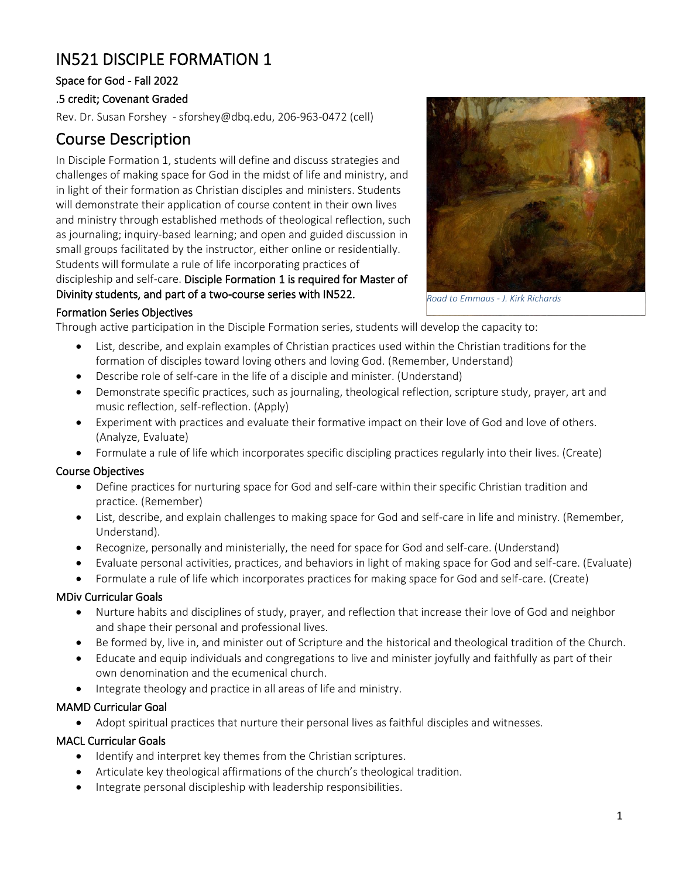# IN521 DISCIPLE FORMATION 1

### Space for God - Fall 2022

### .5 credit; Covenant Graded

Rev. Dr. Susan Forshey - sforshey@dbq.edu, 206-963-0472 (cell)

## Course Description

In Disciple Formation 1, students will define and discuss strategies and challenges of making space for God in the midst of life and ministry, and in light of their formation as Christian disciples and ministers. Students will demonstrate their application of course content in their own lives and ministry through established methods of theological reflection, such as journaling; inquiry-based learning; and open and guided discussion in small groups facilitated by the instructor, either online or residentially. Students will formulate a rule of life incorporating practices of discipleship and self-care. Disciple Formation 1 is required for Master of Divinity students, and part of a two-course series with IN522.

*Road to Emmaus - J. Kirk Richards*

### Formation Series Objectives

Through active participation in the Disciple Formation series, students will develop the capacity to:

- List, describe, and explain examples of Christian practices used within the Christian traditions for the formation of disciples toward loving others and loving God. (Remember, Understand)
- Describe role of self-care in the life of a disciple and minister. (Understand)
- Demonstrate specific practices, such as journaling, theological reflection, scripture study, prayer, art and music reflection, self-reflection. (Apply)
- Experiment with practices and evaluate their formative impact on their love of God and love of others. (Analyze, Evaluate)
- Formulate a rule of life which incorporates specific discipling practices regularly into their lives. (Create)

### Course Objectives

- Define practices for nurturing space for God and self-care within their specific Christian tradition and practice. (Remember)
- List, describe, and explain challenges to making space for God and self-care in life and ministry. (Remember, Understand).
- Recognize, personally and ministerially, the need for space for God and self-care. (Understand)
- Evaluate personal activities, practices, and behaviors in light of making space for God and self-care. (Evaluate)
- Formulate a rule of life which incorporates practices for making space for God and self-care. (Create)

### MDiv Curricular Goals

- Nurture habits and disciplines of study, prayer, and reflection that increase their love of God and neighbor and shape their personal and professional lives.
- Be formed by, live in, and minister out of Scripture and the historical and theological tradition of the Church.
- Educate and equip individuals and congregations to live and minister joyfully and faithfully as part of their own denomination and the ecumenical church.
- Integrate theology and practice in all areas of life and ministry.

### MAMD Curricular Goal

- Adopt spiritual practices that nurture their personal lives as faithful disciples and witnesses.

### MACL Curricular Goals

- Identify and interpret key themes from the Christian scriptures.
- Articulate key theological affirmations of the church's theological tradition.
- Integrate personal discipleship with leadership responsibilities.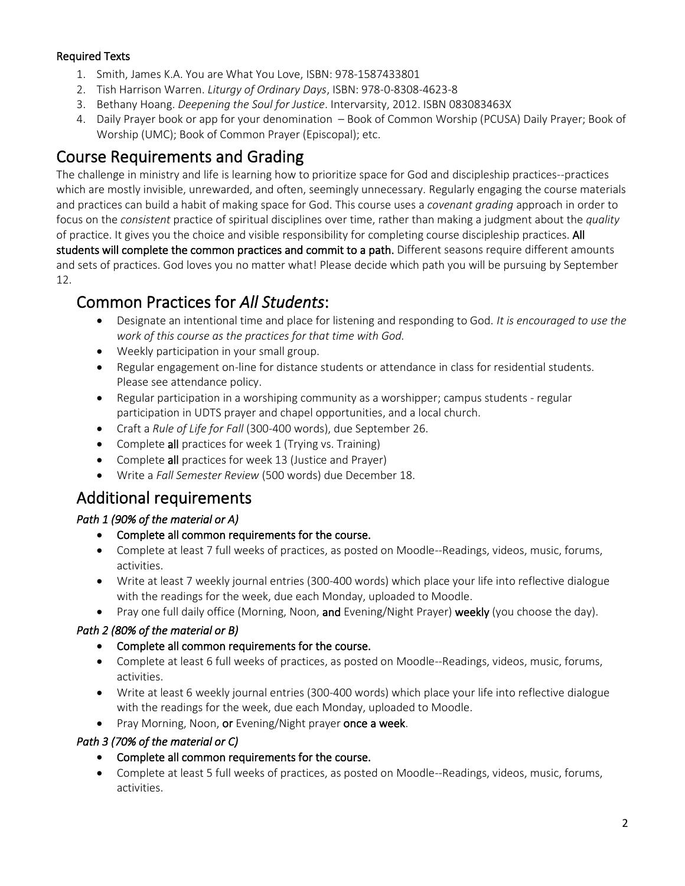#### Required Texts

1. Smith, James K.A. You are What You Love, ISBN: 978-1587433801
2. Tish Harrison Warren. *Liturgy of Ordinary Days*, ISBN: 978-0-8308-4623-8
3. Bethany Hoang. *Deepening the Soul for Justice*. Intervarsity, 2012. ISBN 083083463X
4. Daily Prayer book or app for your denomination – Book of Common Worship (PCUSA) Daily Prayer; Book of Worship (UMC); Book of Common Prayer (Episcopal); etc.

# Course Requirements and Grading

The challenge in ministry and life is learning how to prioritize space for God and discipleship practices--practices which are mostly invisible, unrewarded, and often, seemingly unnecessary. Regularly engaging the course materials and practices can build a habit of making space for God. This course uses a *covenant grading* approach in order to focus on the *consistent* practice of spiritual disciplines over time, rather than making a judgment about the *quality* of practice. It gives you the choice and visible responsibility for completing course discipleship practices. **All students will complete the common practices and commit to a path.** Different seasons require different amounts and sets of practices. God loves you no matter what! Please decide which path you will be pursuing by September 12.

## Common Practices for *All Students*:

- Designate an intentional time and place for listening and responding to God. *It is encouraged to use the work of this course as the practices for that time with God.*
- Weekly participation in your small group.
- Regular engagement on-line for distance students or attendance in class for residential students. Please see attendance policy.
- Regular participation in a worshiping community as a worshipper; campus students - regular participation in UDTS prayer and chapel opportunities, and a local church.
- Craft a *Rule of Life for Fall* (300-400 words), due September 26.
- Complete **all** practices for week 1 (Trying vs. Training)
- Complete **all** practices for week 13 (Justice and Prayer)
- Write a *Fall Semester Review* (500 words) due December 18.

## Additional requirements

### *Path 1 (90% of the material or A)*

- **Complete all common requirements for the course.**
- Complete at least 7 full weeks of practices, as posted on Moodle--Readings, videos, music, forums, activities.
- Write at least 7 weekly journal entries (300-400 words) which place your life into reflective dialogue with the readings for the week, due each Monday, uploaded to Moodle.
- Pray one full daily office (Morning, Noon, **and** Evening/Night Prayer) **weekly** (you choose the day).

### *Path 2 (80% of the material or B)*

- **Complete all common requirements for the course.**
- Complete at least 6 full weeks of practices, as posted on Moodle--Readings, videos, music, forums, activities.
- Write at least 6 weekly journal entries (300-400 words) which place your life into reflective dialogue with the readings for the week, due each Monday, uploaded to Moodle.
- Pray Morning, Noon, **or** Evening/Night prayer **once a week**.

### *Path 3 (70% of the material or C)*

- **Complete all common requirements for the course.**
- Complete at least 5 full weeks of practices, as posted on Moodle--Readings, videos, music, forums, activities.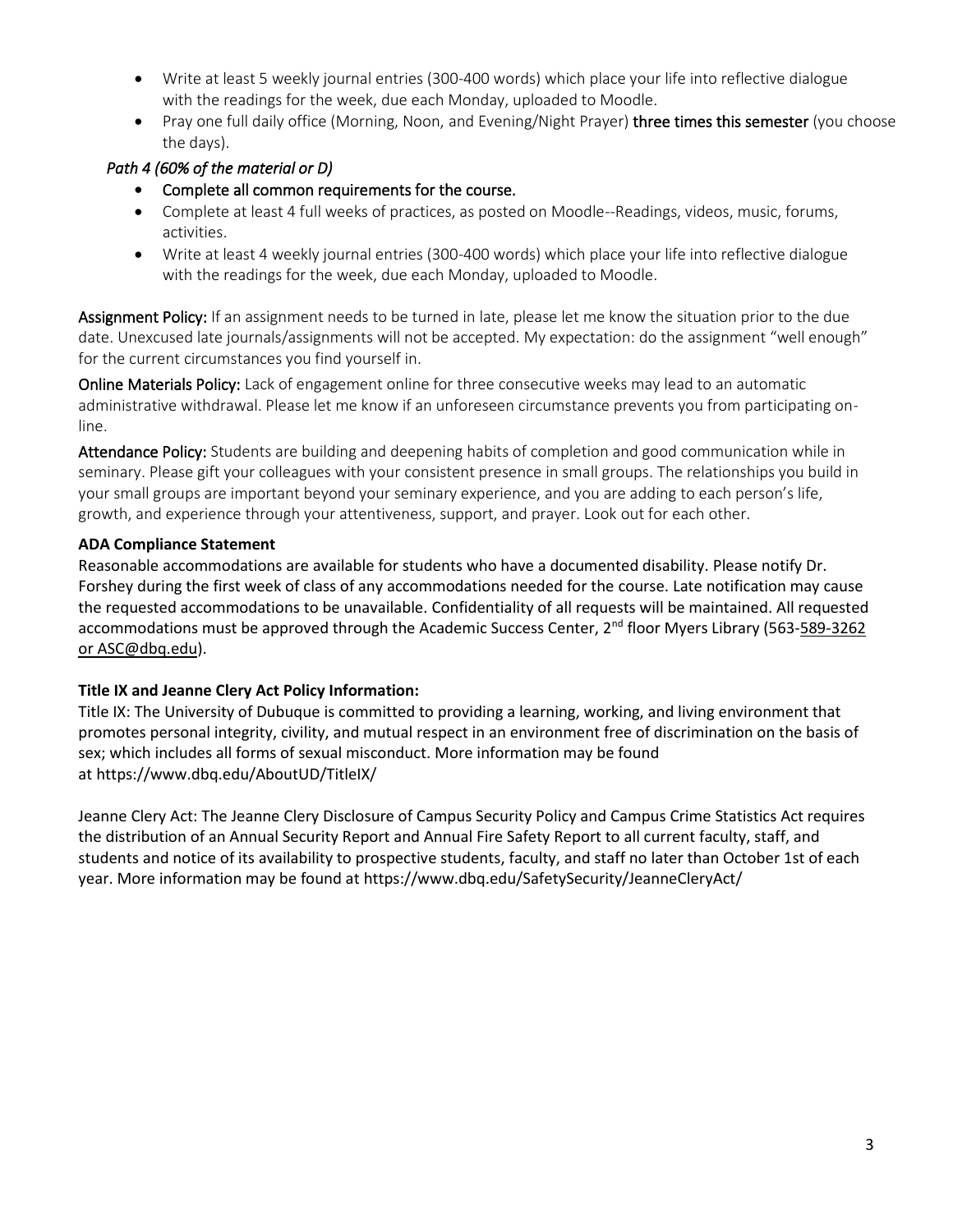- Write at least 5 weekly journal entries (300-400 words) which place your life into reflective dialogue with the readings for the week, due each Monday, uploaded to Moodle.
- Pray one full daily office (Morning, Noon, and Evening/Night Prayer) three times this semester (you choose the days).

*Path 4 (60% of the material or D)*

- Complete all common requirements for the course.
- Complete at least 4 full weeks of practices, as posted on Moodle--Readings, videos, music, forums, activities.
- Write at least 4 weekly journal entries (300-400 words) which place your life into reflective dialogue with the readings for the week, due each Monday, uploaded to Moodle.

Assignment Policy: If an assignment needs to be turned in late, please let me know the situation prior to the due date. Unexcused late journals/assignments will not be accepted. My expectation: do the assignment "well enough" for the current circumstances you find yourself in.

Online Materials Policy: Lack of engagement online for three consecutive weeks may lead to an automatic administrative withdrawal. Please let me know if an unforeseen circumstance prevents you from participating on-line.

Attendance Policy: Students are building and deepening habits of completion and good communication while in seminary. Please gift your colleagues with your consistent presence in small groups. The relationships you build in your small groups are important beyond your seminary experience, and you are adding to each person's life, growth, and experience through your attentiveness, support, and prayer. Look out for each other.

**ADA Compliance Statement**

Reasonable accommodations are available for students who have a documented disability. Please notify Dr. Forshey during the first week of class of any accommodations needed for the course. Late notification may cause the requested accommodations to be unavailable. Confidentiality of all requests will be maintained. All requested accommodations must be approved through the Academic Success Center, 2nd floor Myers Library (563-589-3262 or ASC@dbq.edu).

**Title IX and Jeanne Clery Act Policy Information:**

Title IX: The University of Dubuque is committed to providing a learning, working, and living environment that promotes personal integrity, civility, and mutual respect in an environment free of discrimination on the basis of sex; which includes all forms of sexual misconduct. More information may be found at https://www.dbq.edu/AboutUD/TitleIX/

Jeanne Clery Act: The Jeanne Clery Disclosure of Campus Security Policy and Campus Crime Statistics Act requires the distribution of an Annual Security Report and Annual Fire Safety Report to all current faculty, staff, and students and notice of its availability to prospective students, faculty, and staff no later than October 1st of each year. More information may be found at https://www.dbq.edu/SafetySecurity/JeanneCleryAct/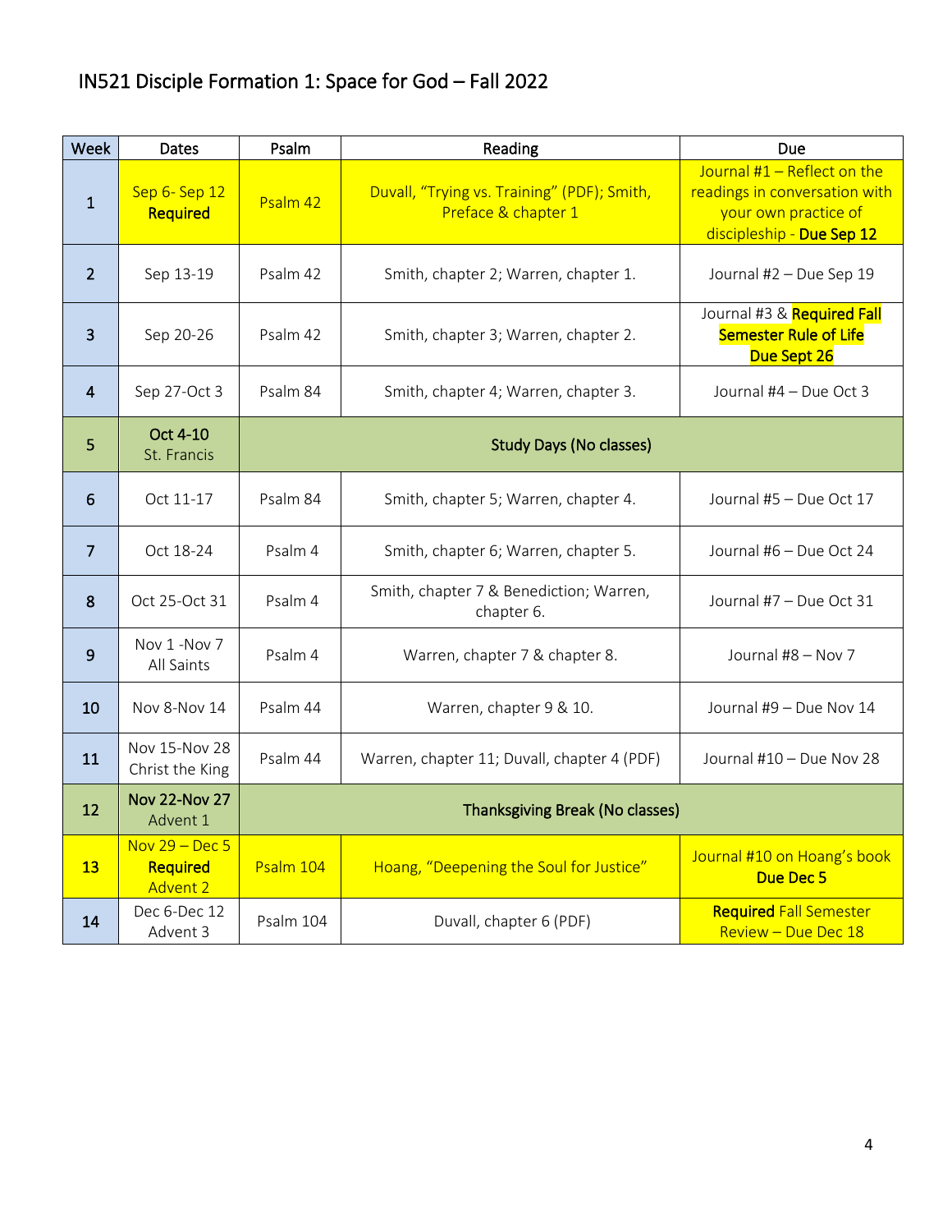# IN521 Disciple Formation 1: Space for God – Fall 2022

| Week | Dates | Psalm | Reading | Due |
|---|---|---|---|---|
| 1 | Sep 6- Sep 12 **Required** | Psalm 42 | Duvall, "Trying vs. Training" (PDF); Smith, Preface & chapter 1 | Journal #1 – Reflect on the readings in conversation with your own practice of discipleship - **Due Sep 12** |
| 2 | Sep 13-19 | Psalm 42 | Smith, chapter 2; Warren, chapter 1. | Journal #2 – Due Sep 19 |
| 3 | Sep 20-26 | Psalm 42 | Smith, chapter 3; Warren, chapter 2. | Journal #3 & **Required Fall Semester Rule of Life Due Sept 26** |
| 4 | Sep 27-Oct 3 | Psalm 84 | Smith, chapter 4; Warren, chapter 3. | Journal #4 – Due Oct 3 |
| 5 | **Oct 4-10** St. Francis | **Study Days (No classes)** | | |
| 6 | Oct 11-17 | Psalm 84 | Smith, chapter 5; Warren, chapter 4. | Journal #5 – Due Oct 17 |
| 7 | Oct 18-24 | Psalm 4 | Smith, chapter 6; Warren, chapter 5. | Journal #6 – Due Oct 24 |
| 8 | Oct 25-Oct 31 | Psalm 4 | Smith, chapter 7 & Benediction; Warren, chapter 6. | Journal #7 – Due Oct 31 |
| 9 | Nov 1 -Nov 7 All Saints | Psalm 4 | Warren, chapter 7 & chapter 8. | Journal #8 – Nov 7 |
| 10 | Nov 8-Nov 14 | Psalm 44 | Warren, chapter 9 & 10. | Journal #9 – Due Nov 14 |
| 11 | Nov 15-Nov 28 Christ the King | Psalm 44 | Warren, chapter 11; Duvall, chapter 4 (PDF) | Journal #10 – Due Nov 28 |
| 12 | **Nov 22-Nov 27** Advent 1 | **Thanksgiving Break (No classes)** | | |
| 13 | Nov 29 – Dec 5 **Required** Advent 2 | Psalm 104 | Hoang, "Deepening the Soul for Justice" | Journal #10 on Hoang's book **Due Dec 5** |
| 14 | Dec 6-Dec 12 Advent 3 | Psalm 104 | Duvall, chapter 6 (PDF) | **Required** Fall Semester Review – Due Dec 18 |